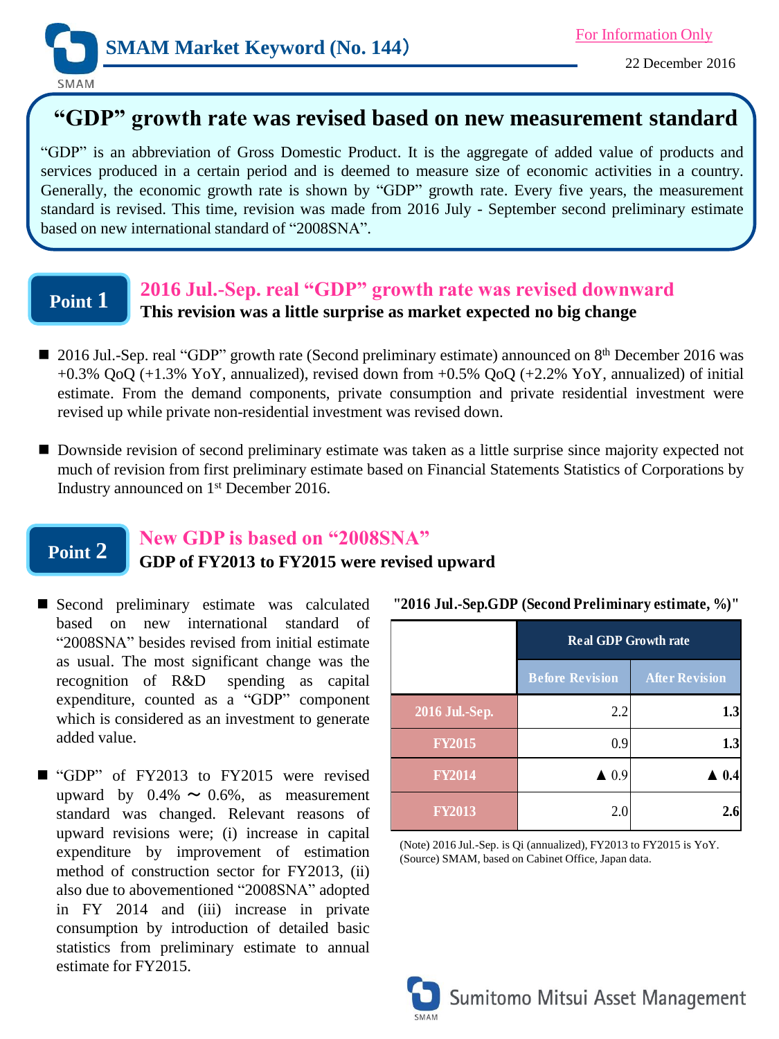SMAM Market Keyword (No. 144)

For Information Only

22 December 2016

# "GDP" growth rate was revised based on new measurement standard

"GDP" is an abbreviation of Gross Domestic Product. It is the aggregate of added value of products and services produced in a certain period and is deemed to measure size of economic activities in a country. Generally, the economic growth rate is shown by "GDP" growth rate. Every five years, the measurement standard is revised. This time, revision was made from 2016 July - September second preliminary estimate based on new international standard of "2008SNA".

## Point 1

### 2016 Jul.-Sep. real "GDP" growth rate was revised downward

**This revision was a little surprise as market expected no big change**

- 2016 Jul.-Sep. real "GDP" growth rate (Second preliminary estimate) announced on 8th December 2016 was +0.3% QoQ (+1.3% YoY, annualized), revised down from +0.5% QoQ (+2.2% YoY, annualized) of initial estimate. From the demand components, private consumption and private residential investment were revised up while private non-residential investment was revised down.

- Downside revision of second preliminary estimate was taken as a little surprise since majority expected not much of revision from first preliminary estimate based on Financial Statements Statistics of Corporations by Industry announced on 1st December 2016.

## Point 2

### New GDP is based on "2008SNA"

**GDP of FY2013 to FY2015 were revised upward**

- Second preliminary estimate was calculated based on new international standard of "2008SNA" besides revised from initial estimate as usual. The most significant change was the recognition of R&D spending as capital expenditure, counted as a "GDP" component which is considered as an investment to generate added value.

- "GDP" of FY2013 to FY2015 were revised upward by 0.4% ～ 0.6%, as measurement standard was changed. Relevant reasons of upward revisions were; (i) increase in capital expenditure by improvement of estimation method of construction sector for FY2013, (ii) also due to abovementioned "2008SNA" adopted in FY 2014 and (iii) increase in private consumption by introduction of detailed basic statistics from preliminary estimate to annual estimate for FY2015.

**"2016 Jul.-Sep.GDP (Second Preliminary estimate, %)"**

| | Real GDP Growth rate | |
|---|---|---|
| | Before Revision | After Revision |
| 2016 Jul.-Sep. | 2.2 | **1.3** |
| FY2015 | 0.9 | **1.3** |
| FY2014 | ▲ 0.9 | **▲ 0.4** |
| FY2013 | 2.0 | **2.6** |

(Note) 2016 Jul.-Sep. is Qi (annualized), FY2013 to FY2015 is YoY.
(Source) SMAM, based on Cabinet Office, Japan data.

Sumitomo Mitsui Asset Management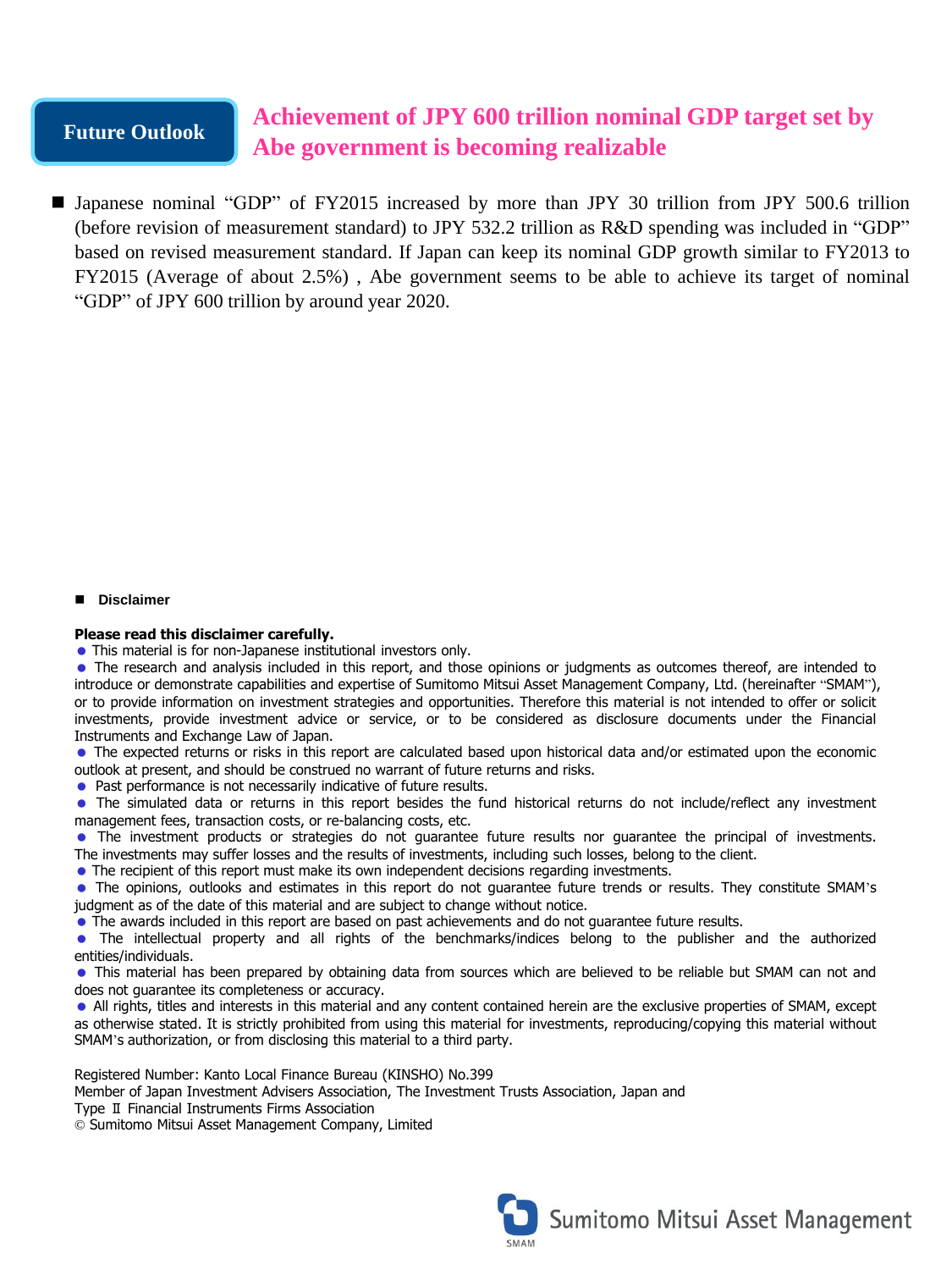## Future Outlook

## Achievement of JPY 600 trillion nominal GDP target set by Abe government is becoming realizable

- Japanese nominal “GDP” of FY2015 increased by more than JPY 30 trillion from JPY 500.6 trillion (before revision of measurement standard) to JPY 532.2 trillion as R&D spending was included in “GDP” based on revised measurement standard. If Japan can keep its nominal GDP growth similar to FY2013 to FY2015 (Average of about 2.5%) , Abe government seems to be able to achieve its target of nominal “GDP” of JPY 600 trillion by around year 2020.

### Disclaimer

**Please read this disclaimer carefully.**

- This material is for non-Japanese institutional investors only.
- The research and analysis included in this report, and those opinions or judgments as outcomes thereof, are intended to introduce or demonstrate capabilities and expertise of Sumitomo Mitsui Asset Management Company, Ltd. (hereinafter “SMAM”), or to provide information on investment strategies and opportunities. Therefore this material is not intended to offer or solicit investments, provide investment advice or service, or to be considered as disclosure documents under the Financial Instruments and Exchange Law of Japan.
- The expected returns or risks in this report are calculated based upon historical data and/or estimated upon the economic outlook at present, and should be construed no warrant of future returns and risks.
- Past performance is not necessarily indicative of future results.
- The simulated data or returns in this report besides the fund historical returns do not include/reflect any investment management fees, transaction costs, or re-balancing costs, etc.
- The investment products or strategies do not guarantee future results nor guarantee the principal of investments. The investments may suffer losses and the results of investments, including such losses, belong to the client.
- The recipient of this report must make its own independent decisions regarding investments.
- The opinions, outlooks and estimates in this report do not guarantee future trends or results. They constitute SMAM’s judgment as of the date of this material and are subject to change without notice.
- The awards included in this report are based on past achievements and do not guarantee future results.
- The intellectual property and all rights of the benchmarks/indices belong to the publisher and the authorized entities/individuals.
- This material has been prepared by obtaining data from sources which are believed to be reliable but SMAM can not and does not guarantee its completeness or accuracy.
- All rights, titles and interests in this material and any content contained herein are the exclusive properties of SMAM, except as otherwise stated. It is strictly prohibited from using this material for investments, reproducing/copying this material without SMAM’s authorization, or from disclosing this material to a third party.

Registered Number: Kanto Local Finance Bureau (KINSHO) No.399
Member of Japan Investment Advisers Association, The Investment Trusts Association, Japan and
Type Ⅱ Financial Instruments Firms Association
© Sumitomo Mitsui Asset Management Company, Limited

Sumitomo Mitsui Asset Management